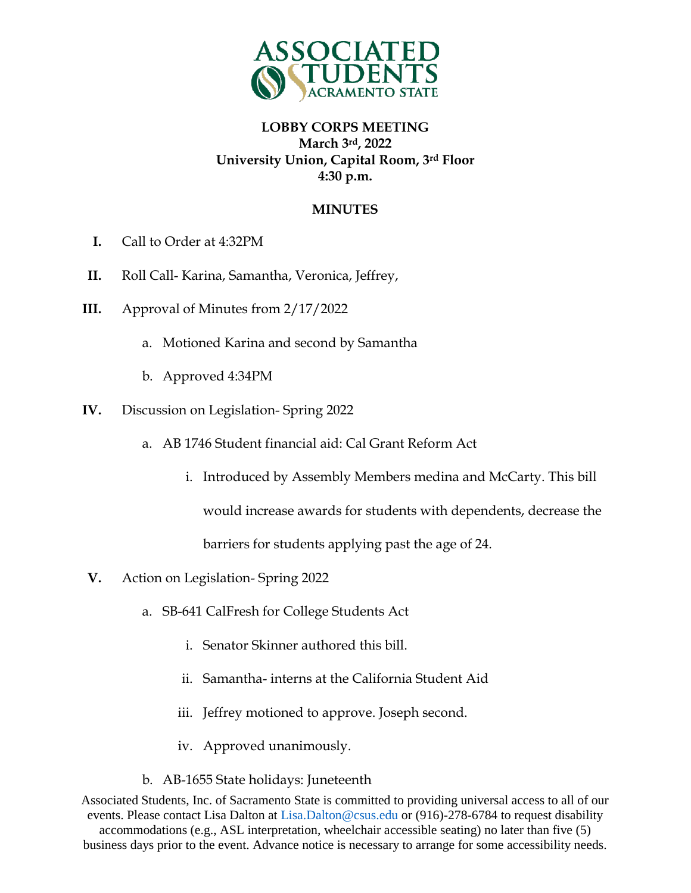ASSOCIATED STUDENTS SACRAMENTO STATE

**LOBBY CORPS MEETING**
**March 3rd, 2022**
**University Union, Capital Room, 3rd Floor**
**4:30 p.m.**

**MINUTES**

I. Call to Order at 4:32PM

II. Roll Call- Karina, Samantha, Veronica, Jeffrey,

III. Approval of Minutes from 2/17/2022

   a. Motioned Karina and second by Samantha

   b. Approved 4:34PM

IV. Discussion on Legislation- Spring 2022

   a. AB 1746 Student financial aid: Cal Grant Reform Act

      i. Introduced by Assembly Members medina and McCarty. This bill would increase awards for students with dependents, decrease the barriers for students applying past the age of 24.

V. Action on Legislation- Spring 2022

   a. SB-641 CalFresh for College Students Act

      i. Senator Skinner authored this bill.

      ii. Samantha- interns at the California Student Aid

      iii. Jeffrey motioned to approve. Joseph second.

      iv. Approved unanimously.

   b. AB-1655 State holidays: Juneteenth

Associated Students, Inc. of Sacramento State is committed to providing universal access to all of our events. Please contact Lisa Dalton at Lisa.Dalton@csus.edu or (916)-278-6784 to request disability accommodations (e.g., ASL interpretation, wheelchair accessible seating) no later than five (5) business days prior to the event. Advance notice is necessary to arrange for some accessibility needs.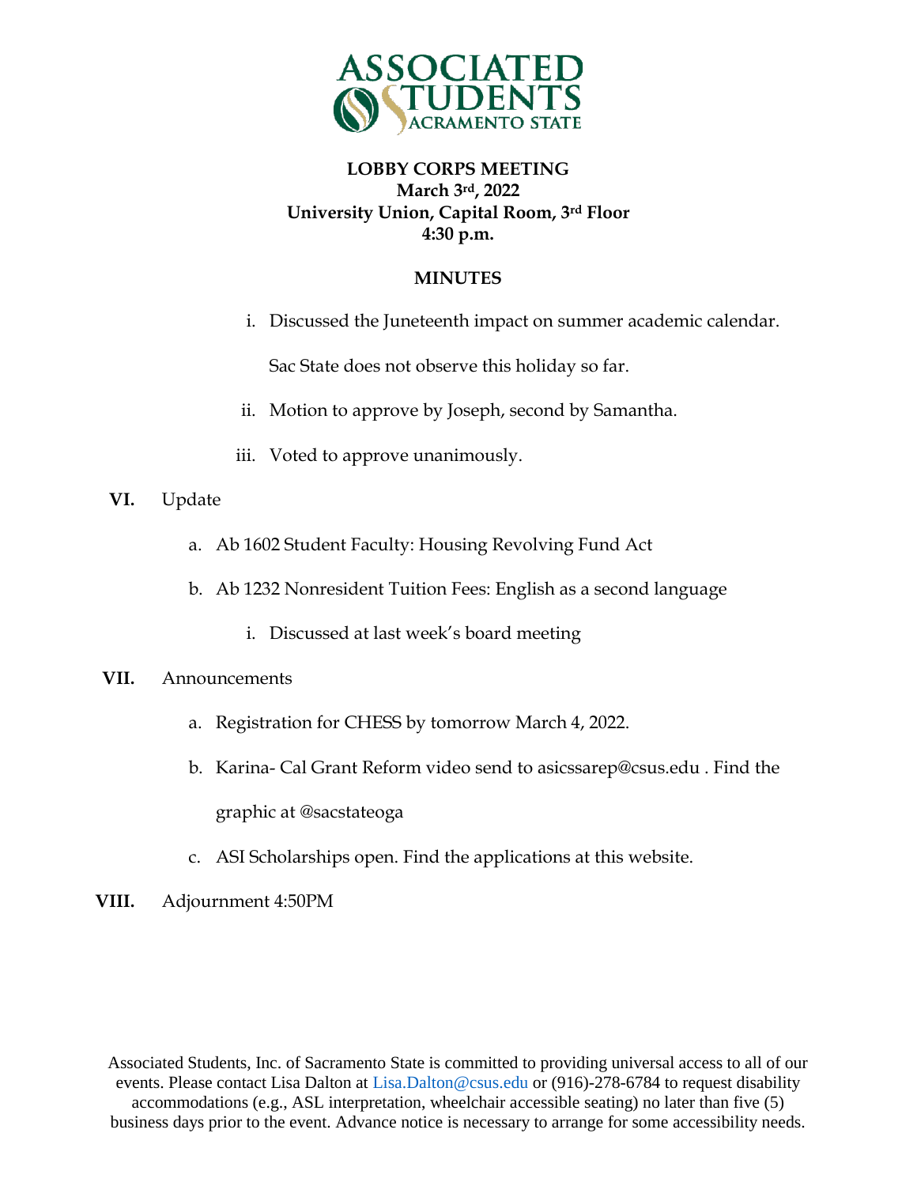**LOBBY CORPS MEETING**
**March 3rd, 2022**
**University Union, Capital Room, 3rd Floor**
**4:30 p.m.**

**MINUTES**

i. Discussed the Juneteenth impact on summer academic calendar.

   Sac State does not observe this holiday so far.

ii. Motion to approve by Joseph, second by Samantha.

iii. Voted to approve unanimously.

**VI.** Update

a. Ab 1602 Student Faculty: Housing Revolving Fund Act

b. Ab 1232 Nonresident Tuition Fees: English as a second language

   i. Discussed at last week's board meeting

**VII.** Announcements

a. Registration for CHESS by tomorrow March 4, 2022.

b. Karina- Cal Grant Reform video send to asicssarep@csus.edu . Find the graphic at @sacstateoga

c. ASI Scholarships open. Find the applications at this website.

**VIII.** Adjournment 4:50PM

Associated Students, Inc. of Sacramento State is committed to providing universal access to all of our events. Please contact Lisa Dalton at Lisa.Dalton@csus.edu or (916)-278-6784 to request disability accommodations (e.g., ASL interpretation, wheelchair accessible seating) no later than five (5) business days prior to the event. Advance notice is necessary to arrange for some accessibility needs.